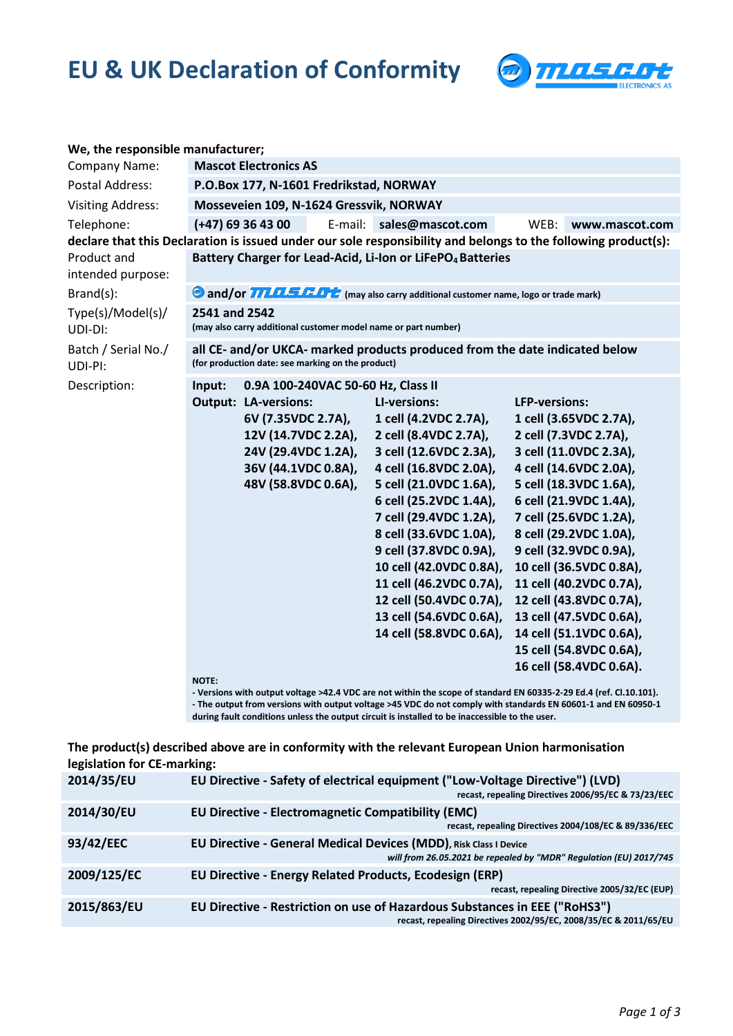# EU & UK Declaration of Conformity

**We, the responsible manufacturer;**

| | |
|---|---|
| Company Name: | **Mascot Electronics AS** |
| Postal Address: | **P.O.Box 177, N-1601 Fredrikstad, NORWAY** |
| Visiting Address: | **Mosseveien 109, N-1624 Gressvik, NORWAY** |
| Telephone: | **(+47) 69 36 43 00** E-mail: **sales@mascot.com** WEB: **www.mascot.com** |

**declare that this Declaration is issued under our sole responsibility and belongs to the following product(s):**

| | |
|---|---|
| Product and intended purpose: | **Battery Charger for Lead-Acid, Li-Ion or $LiFePO_4$ Batteries** |
| Brand(s): | **and/or mascot** (may also carry additional customer name, logo or trade mark) |
| Type(s)/Model(s)/ UDI-DI: | **2541 and 2542** (may also carry additional customer model name or part number) |
| Batch / Serial No./ UDI-PI: | **all CE- and/or UKCA- marked products produced from the date indicated below** (for production date: see marking on the product) |

Description:

**Input:** **0.9A 100-240VAC 50-60 Hz, Class II**

**Output:**

| LA-versions: | LI-versions: | LFP-versions: |
|---|---|---|
| 6V (7.35VDC 2.7A), | 1 cell (4.2VDC 2.7A), | 1 cell (3.65VDC 2.7A), |
| 12V (14.7VDC 2.2A), | 2 cell (8.4VDC 2.7A), | 2 cell (7.3VDC 2.7A), |
| 24V (29.4VDC 1.2A), | 3 cell (12.6VDC 2.3A), | 3 cell (11.0VDC 2.3A), |
| 36V (44.1VDC 0.8A), | 4 cell (16.8VDC 2.0A), | 4 cell (14.6VDC 2.0A), |
| 48V (58.8VDC 0.6A), | 5 cell (21.0VDC 1.6A), | 5 cell (18.3VDC 1.6A), |
| | 6 cell (25.2VDC 1.4A), | 6 cell (21.9VDC 1.4A), |
| | 7 cell (29.4VDC 1.2A), | 7 cell (25.6VDC 1.2A), |
| | 8 cell (33.6VDC 1.0A), | 8 cell (29.2VDC 1.0A), |
| | 9 cell (37.8VDC 0.9A), | 9 cell (32.9VDC 0.9A), |
| | 10 cell (42.0VDC 0.8A), | 10 cell (36.5VDC 0.8A), |
| | 11 cell (46.2VDC 0.7A), | 11 cell (40.2VDC 0.7A), |
| | 12 cell (50.4VDC 0.7A), | 12 cell (43.8VDC 0.7A), |
| | 13 cell (54.6VDC 0.6A), | 13 cell (47.5VDC 0.6A), |
| | 14 cell (58.8VDC 0.6A), | 14 cell (51.1VDC 0.6A), |
| | | 15 cell (54.8VDC 0.6A), |
| | | 16 cell (58.4VDC 0.6A). |

**NOTE:**
- Versions with output voltage >42.4 VDC are not within the scope of standard EN 60335-2-29 Ed.4 (ref. Cl.10.101).
- The output from versions with output voltage >45 VDC do not comply with standards EN 60601-1 and EN 60950-1 during fault conditions unless the output circuit is installed to be inaccessible to the user.

**The product(s) described above are in conformity with the relevant European Union harmonisation legislation for CE-marking:**

| | |
|---|---|
| **2014/35/EU** | **EU Directive - Safety of electrical equipment ("Low-Voltage Directive") (LVD)** recast, repealing Directives 2006/95/EC & 73/23/EEC |
| **2014/30/EU** | **EU Directive - Electromagnetic Compatibility (EMC)** recast, repealing Directives 2004/108/EC & 89/336/EEC |
| **93/42/EEC** | **EU Directive - General Medical Devices (MDD)**, Risk Class I Device *will from 26.05.2021 be repealed by "MDR" Regulation (EU) 2017/745* |
| **2009/125/EC** | **EU Directive - Energy Related Products, Ecodesign (ERP)** recast, repealing Directive 2005/32/EC (EUP) |
| **2015/863/EU** | **EU Directive - Restriction on use of Hazardous Substances in EEE ("RoHS3")** recast, repealing Directives 2002/95/EC, 2008/35/EC & 2011/65/EU |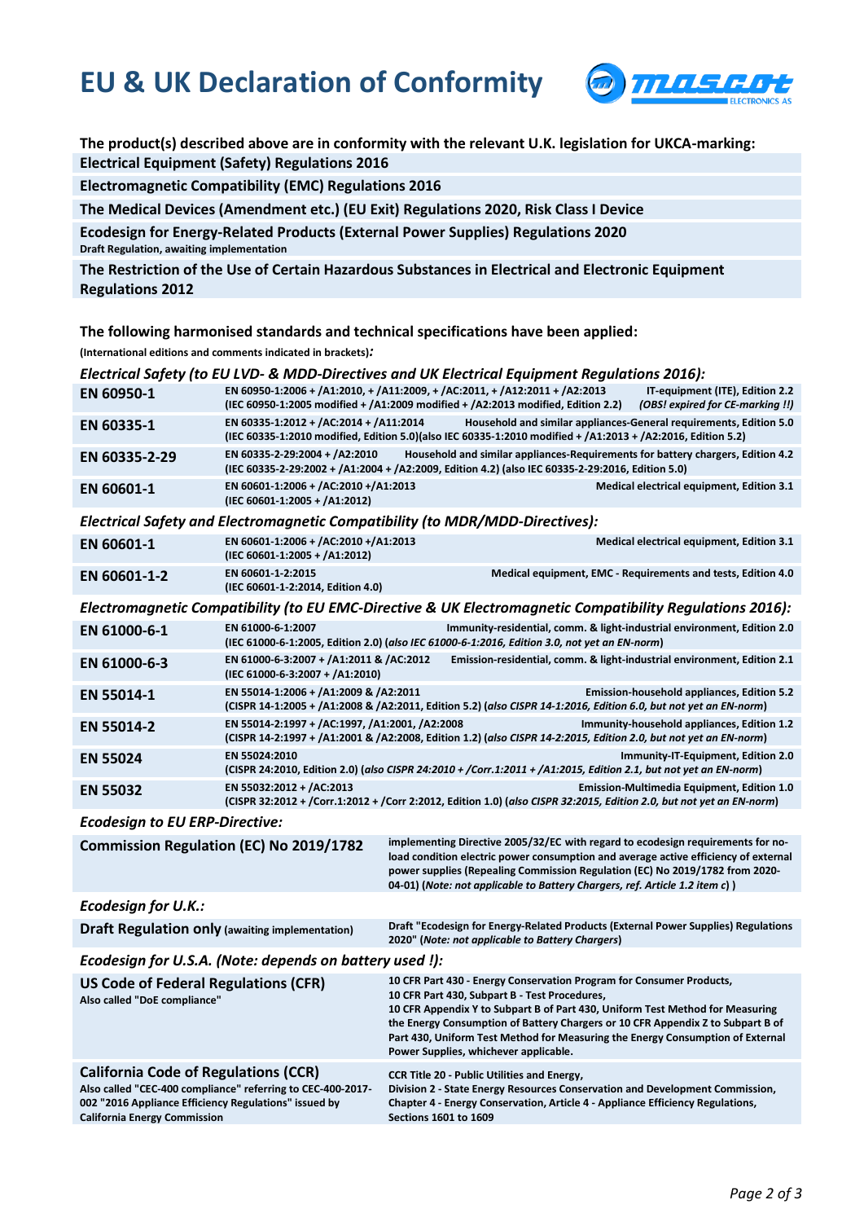# EU & UK Declaration of Conformity

**The product(s) described above are in conformity with the relevant U.K. legislation for UKCA-marking:**

**Electrical Equipment (Safety) Regulations 2016**

**Electromagnetic Compatibility (EMC) Regulations 2016**

**The Medical Devices (Amendment etc.) (EU Exit) Regulations 2020, Risk Class I Device**

**Ecodesign for Energy-Related Products (External Power Supplies) Regulations 2020**
**Draft Regulation, awaiting implementation**

**The Restriction of the Use of Certain Hazardous Substances in Electrical and Electronic Equipment Regulations 2012**

**The following harmonised standards and technical specifications have been applied:**
**(International editions and comments indicated in brackets)***:*

*Electrical Safety (to EU LVD- & MDD-Directives and UK Electrical Equipment Regulations 2016):*

| Standard | Details |
|---|---|
| **EN 60950-1** | EN 60950-1:2006 + /A1:2010, + /A11:2009, + /AC:2011, + /A12:2011 + /A2:2013 — IT-equipment (ITE), Edition 2.2 (IEC 60950-1:2005 modified + /A1:2009 modified + /A2:2013 modified, Edition 2.2) *(OBS! expired for CE-marking !!)* |
| **EN 60335-1** | EN 60335-1:2012 + /AC:2014 + /A11:2014 — Household and similar appliances-General requirements, Edition 5.0 (IEC 60335-1:2010 modified, Edition 5.0)(also IEC 60335-1:2010 modified + /A1:2013 + /A2:2016, Edition 5.2) |
| **EN 60335-2-29** | EN 60335-2-29:2004 + /A2:2010 — Household and similar appliances-Requirements for battery chargers, Edition 4.2 (IEC 60335-2-29:2002 + /A1:2004 + /A2:2009, Edition 4.2) (also IEC 60335-2-29:2016, Edition 5.0) |
| **EN 60601-1** | EN 60601-1:2006 + /AC:2010 +/A1:2013 (IEC 60601-1:2005 + /A1:2012) — Medical electrical equipment, Edition 3.1 |

*Electrical Safety and Electromagnetic Compatibility (to MDR/MDD-Directives):*

| Standard | Details |
|---|---|
| **EN 60601-1** | EN 60601-1:2006 + /AC:2010 +/A1:2013 (IEC 60601-1:2005 + /A1:2012) — Medical electrical equipment, Edition 3.1 |
| **EN 60601-1-2** | EN 60601-1-2:2015 (IEC 60601-1-2:2014, Edition 4.0) — Medical equipment, EMC - Requirements and tests, Edition 4.0 |

*Electromagnetic Compatibility (to EU EMC-Directive & UK Electromagnetic Compatibility Regulations 2016):*

| Standard | Details |
|---|---|
| **EN 61000-6-1** | EN 61000-6-1:2007 — Immunity-residential, comm. & light-industrial environment, Edition 2.0 (IEC 61000-6-1:2005, Edition 2.0) (*also IEC 61000-6-1:2016, Edition 3.0, not yet an EN-norm*) |
| **EN 61000-6-3** | EN 61000-6-3:2007 + /A1:2011 & /AC:2012 — Emission-residential, comm. & light-industrial environment, Edition 2.1 (IEC 61000-6-3:2007 + /A1:2010) |
| **EN 55014-1** | EN 55014-1:2006 + /A1:2009 & /A2:2011 — Emission-household appliances, Edition 5.2 (CISPR 14-1:2005 + /A1:2008 & /A2:2011, Edition 5.2) (*also CISPR 14-1:2016, Edition 6.0, but not yet an EN-norm*) |
| **EN 55014-2** | EN 55014-2:1997 + /AC:1997, /A1:2001, /A2:2008 — Immunity-household appliances, Edition 1.2 (CISPR 14-2:1997 + /A1:2001 & /A2:2008, Edition 1.2) (*also CISPR 14-2:2015, Edition 2.0, but not yet an EN-norm*) |
| **EN 55024** | EN 55024:2010 — Immunity-IT-Equipment, Edition 2.0 (CISPR 24:2010, Edition 2.0) (*also CISPR 24:2010 + /Corr.1:2011 + /A1:2015, Edition 2.1, but not yet an EN-norm*) |
| **EN 55032** | EN 55032:2012 + /AC:2013 — Emission-Multimedia Equipment, Edition 1.0 (CISPR 32:2012 + /Corr.1:2012 + /Corr 2:2012, Edition 1.0) (*also CISPR 32:2015, Edition 2.0, but not yet an EN-norm*) |

*Ecodesign to EU ERP-Directive:*

| Regulation | Details |
|---|---|
| **Commission Regulation (EC) No 2019/1782** | implementing Directive 2005/32/EC with regard to ecodesign requirements for no-load condition electric power consumption and average active efficiency of external power supplies (Repealing Commission Regulation (EC) No 2019/1782 from 2020-04-01) (*Note: not applicable to Battery Chargers, ref. Article 1.2 item c*) ) |

*Ecodesign for U.K.:*

| Regulation | Details |
|---|---|
| **Draft Regulation only** (awaiting implementation) | Draft "Ecodesign for Energy-Related Products (External Power Supplies) Regulations 2020" (*Note: not applicable to Battery Chargers*) |

*Ecodesign for U.S.A. (Note: depends on battery used !):*

| Regulation | Details |
|---|---|
| **US Code of Federal Regulations (CFR)** Also called "DoE compliance" | 10 CFR Part 430 - Energy Conservation Program for Consumer Products, 10 CFR Part 430, Subpart B - Test Procedures, 10 CFR Appendix Y to Subpart B of Part 430, Uniform Test Method for Measuring the Energy Consumption of Battery Chargers or 10 CFR Appendix Z to Subpart B of Part 430, Uniform Test Method for Measuring the Energy Consumption of External Power Supplies, whichever applicable. |
| **California Code of Regulations (CCR)** Also called "CEC-400 compliance" referring to CEC-400-2017-002 "2016 Appliance Efficiency Regulations" issued by California Energy Commission | CCR Title 20 - Public Utilities and Energy, Division 2 - State Energy Resources Conservation and Development Commission, Chapter 4 - Energy Conservation, Article 4 - Appliance Efficiency Regulations, Sections 1601 to 1609 |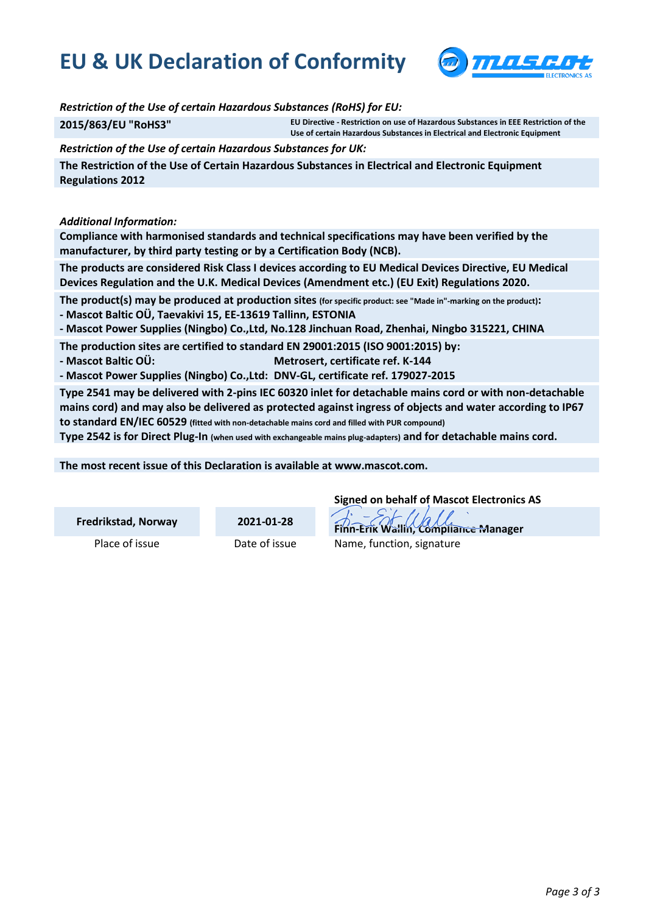# EU & UK Declaration of Conformity

*Restriction of the Use of certain Hazardous Substances (RoHS) for EU:*

| | |
|---|---|
| **2015/863/EU "RoHS3"** | **EU Directive - Restriction on use of Hazardous Substances in EEE Restriction of the Use of certain Hazardous Substances in Electrical and Electronic Equipment** |

*Restriction of the Use of certain Hazardous Substances for UK:*

**The Restriction of the Use of Certain Hazardous Substances in Electrical and Electronic Equipment Regulations 2012**

*Additional Information:*

**Compliance with harmonised standards and technical specifications may have been verified by the manufacturer, by third party testing or by a Certification Body (NCB).**

**The products are considered Risk Class I devices according to EU Medical Devices Directive, EU Medical Devices Regulation and the U.K. Medical Devices (Amendment etc.) (EU Exit) Regulations 2020.**

**The product(s) may be produced at production sites (for specific product: see "Made in"-marking on the product):**
**- Mascot Baltic OÜ, Taevakivi 15, EE-13619 Tallinn, ESTONIA**
**- Mascot Power Supplies (Ningbo) Co.,Ltd, No.128 Jinchuan Road, Zhenhai, Ningbo 315221, CHINA**

**The production sites are certified to standard EN 29001:2015 (ISO 9001:2015) by:**
**- Mascot Baltic OÜ: Metrosert, certificate ref. K-144**
**- Mascot Power Supplies (Ningbo) Co.,Ltd: DNV-GL, certificate ref. 179027-2015**

**Type 2541 may be delivered with 2-pins IEC 60320 inlet for detachable mains cord or with non-detachable mains cord) and may also be delivered as protected against ingress of objects and water according to IP67 to standard EN/IEC 60529 (fitted with non-detachable mains cord and filled with PUR compound)**
**Type 2542 is for Direct Plug-In (when used with exchangeable mains plug-adapters) and for detachable mains cord.**

**The most recent issue of this Declaration is available at www.mascot.com.**

| | | **Signed on behalf of Mascot Electronics AS** |
|---|---|---|
| **Fredrikstad, Norway** | **2021-01-28** | **Finn-Erik Wallin, Compliance Manager** |
| Place of issue | Date of issue | Name, function, signature |